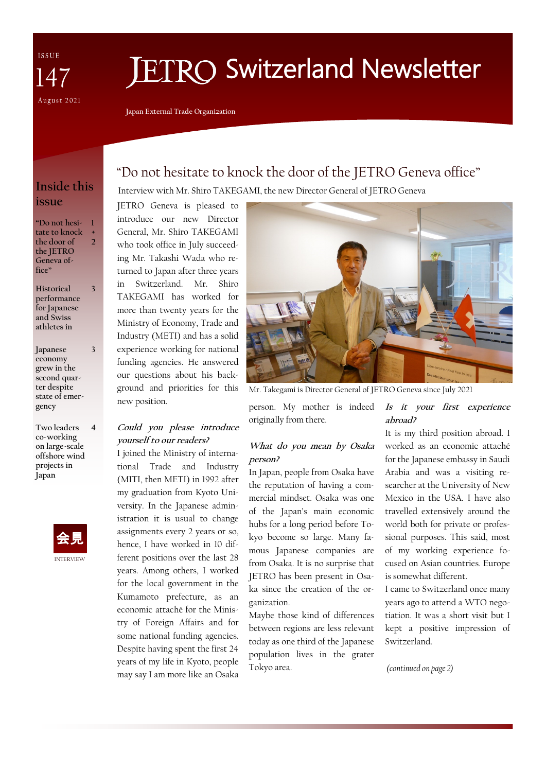ISSUE 147 August 2021

# JETRO Switzerland Newsletter

Japan External Trade Organization

## Inside this issue

| | |
|---|---|
| "Do not hesitate to knock the door of the JETRO Geneva office" | 1 + 2 |
| Historical performance for Japanese and Swiss athletes in | 3 |
| Japanese economy grew in the second quarter despite state of emergency | 3 |
| Two leaders co-working on large-scale offshore wind projects in Japan | 4 |

会見

INTERVIEW

## "Do not hesitate to knock the door of the JETRO Geneva office"

Interview with Mr. Shiro TAKEGAMI, the new Director General of JETRO Geneva

JETRO Geneva is pleased to introduce our new Director General, Mr. Shiro TAKEGAMI who took office in July succeeding Mr. Takashi Wada who returned to Japan after three years in Switzerland. Mr. Shiro TAKEGAMI has worked for more than twenty years for the Ministry of Economy, Trade and Industry (METI) and has a solid experience working for national funding agencies. He answered our questions about his background and priorities for this new position.

Mr. Takegami is Director General of JETRO Geneva since July 2021

***Could you please introduce yourself to our readers?***

I joined the Ministry of international Trade and Industry (MITI, then METI) in 1992 after my graduation from Kyoto University. In the Japanese administration it is usual to change assignments every 2 years or so, hence, I have worked in 10 different positions over the last 28 years. Among others, I worked for the local government in the Kumamoto prefecture, as an economic attaché for the Ministry of Foreign Affairs and for some national funding agencies. Despite having spent the first 24 years of my life in Kyoto, people may say I am more like an Osaka person. My mother is indeed originally from there.

***What do you mean by Osaka person?***

In Japan, people from Osaka have the reputation of having a commercial mindset. Osaka was one of the Japan's main economic hubs for a long period before Tokyo become so large. Many famous Japanese companies are from Osaka. It is no surprise that JETRO has been present in Osaka since the creation of the organization.

Maybe those kind of differences between regions are less relevant today as one third of the Japanese population lives in the grater Tokyo area.

***Is it your first experience abroad?***

It is my third position abroad. I worked as an economic attaché for the Japanese embassy in Saudi Arabia and was a visiting researcher at the University of New Mexico in the USA. I have also travelled extensively around the world both for private or professional purposes. This said, most of my working experience focused on Asian countries. Europe is somewhat different.

I came to Switzerland once many years ago to attend a WTO negotiation. It was a short visit but I kept a positive impression of Switzerland.

*(continued on page 2)*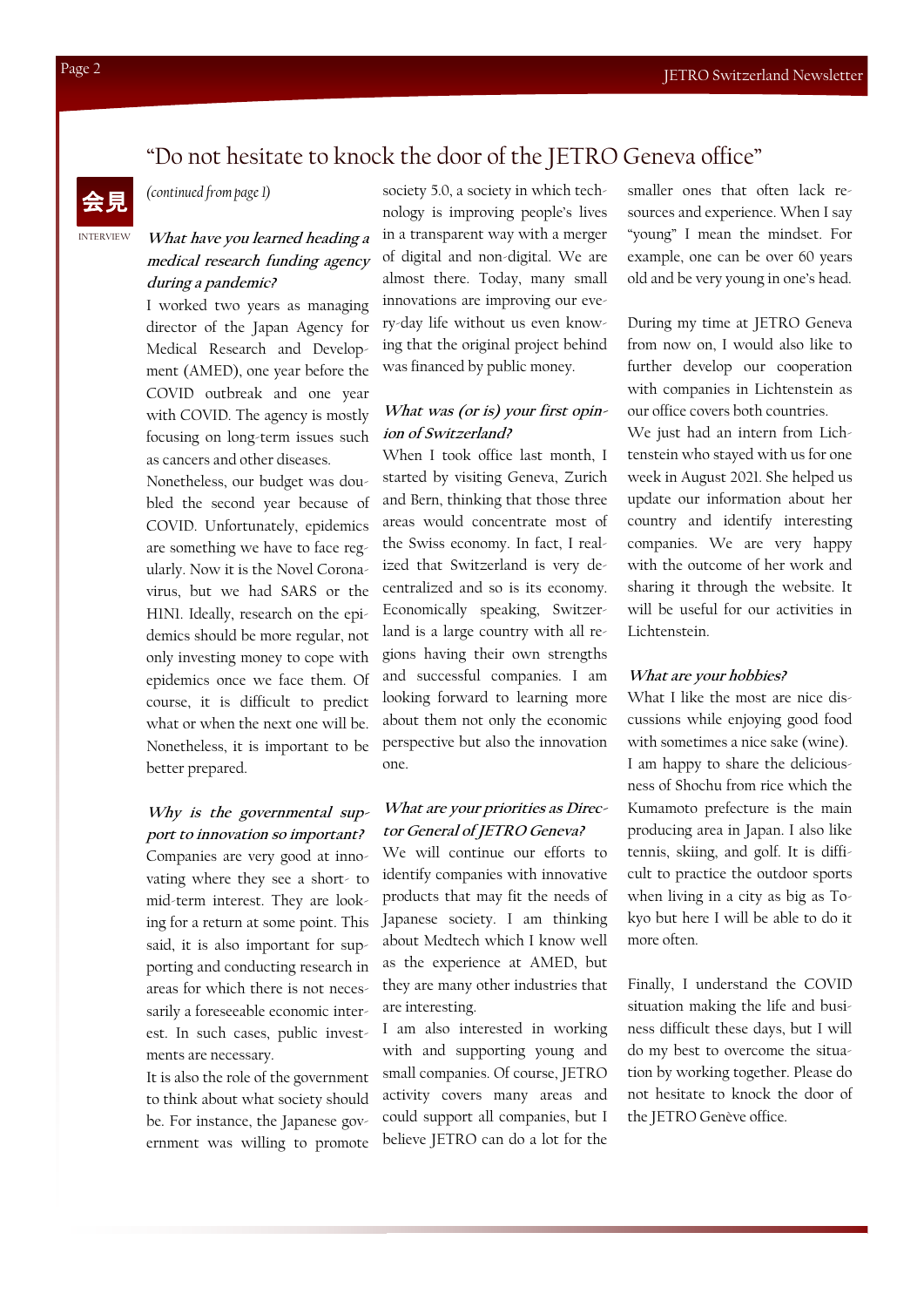# "Do not hesitate to knock the door of the JETRO Geneva office"

会見

INTERVIEW

*(continued from page 1)*

***What have you learned heading a medical research funding agency during a pandemic?***

I worked two years as managing director of the Japan Agency for Medical Research and Development (AMED), one year before the COVID outbreak and one year with COVID. The agency is mostly focusing on long-term issues such as cancers and other diseases.

Nonetheless, our budget was doubled the second year because of COVID. Unfortunately, epidemics are something we have to face regularly. Now it is the Novel Coronavirus, but we had SARS or the H1N1. Ideally, research on the epidemics should be more regular, not only investing money to cope with epidemics once we face them. Of course, it is difficult to predict what or when the next one will be. Nonetheless, it is important to be better prepared.

***Why is the governmental support to innovation so important?***

Companies are very good at innovating where they see a short- to mid-term interest. They are looking for a return at some point. This said, it is also important for supporting and conducting research in areas for which there is not necessarily a foreseeable economic interest. In such cases, public investments are necessary.

It is also the role of the government to think about what society should be. For instance, the Japanese government was willing to promote society 5.0, a society in which technology is improving people's lives in a transparent way with a merger of digital and non-digital. We are almost there. Today, many small innovations are improving our every-day life without us even knowing that the original project behind was financed by public money.

***What was (or is) your first opinion of Switzerland?***

When I took office last month, I started by visiting Geneva, Zurich and Bern, thinking that those three areas would concentrate most of the Swiss economy. In fact, I realized that Switzerland is very decentralized and so is its economy. Economically speaking, Switzerland is a large country with all regions having their own strengths and successful companies. I am looking forward to learning more about them not only the economic perspective but also the innovation one.

***What are your priorities as Director General of JETRO Geneva?***

We will continue our efforts to identify companies with innovative products that may fit the needs of Japanese society. I am thinking about Medtech which I know well as the experience at AMED, but they are many other industries that are interesting.

I am also interested in working with and supporting young and small companies. Of course, JETRO activity covers many areas and could support all companies, but I believe JETRO can do a lot for the smaller ones that often lack resources and experience. When I say "young" I mean the mindset. For example, one can be over 60 years old and be very young in one's head.

During my time at JETRO Geneva from now on, I would also like to further develop our cooperation with companies in Lichtenstein as our office covers both countries.

We just had an intern from Lichtenstein who stayed with us for one week in August 2021. She helped us update our information about her country and identify interesting companies. We are very happy with the outcome of her work and sharing it through the website. It will be useful for our activities in Lichtenstein.

***What are your hobbies?***

What I like the most are nice discussions while enjoying good food with sometimes a nice sake (wine).

I am happy to share the deliciousness of Shochu from rice which the Kumamoto prefecture is the main producing area in Japan. I also like tennis, skiing, and golf. It is difficult to practice the outdoor sports when living in a city as big as Tokyo but here I will be able to do it more often.

Finally, I understand the COVID situation making the life and business difficult these days, but I will do my best to overcome the situation by working together. Please do not hesitate to knock the door of the JETRO Genève office.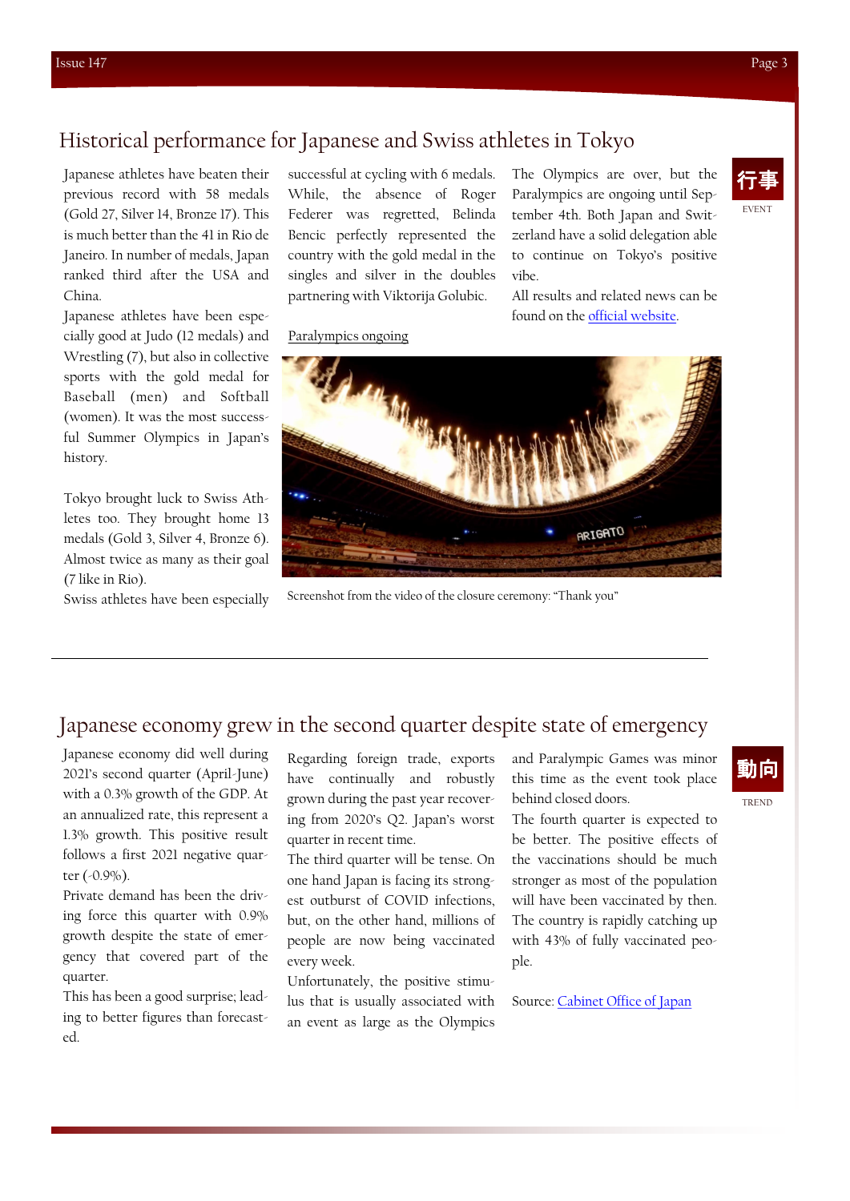## Historical performance for Japanese and Swiss athletes in Tokyo

行事

EVENT

Japanese athletes have beaten their previous record with 58 medals (Gold 27, Silver 14, Bronze 17). This is much better than the 41 in Rio de Janeiro. In number of medals, Japan ranked third after the USA and China.

Japanese athletes have been especially good at Judo (12 medals) and Wrestling (7), but also in collective sports with the gold medal for Baseball (men) and Softball (women). It was the most successful Summer Olympics in Japan's history.

Tokyo brought luck to Swiss Athletes too. They brought home 13 medals (Gold 3, Silver 4, Bronze 6). Almost twice as many as their goal (7 like in Rio).

Swiss athletes have been especially successful at cycling with 6 medals. While, the absence of Roger Federer was regretted, Belinda Bencic perfectly represented the country with the gold medal in the singles and silver in the doubles partnering with Viktorija Golubic.

Paralympics ongoing

The Olympics are over, but the Paralympics are ongoing until September 4th. Both Japan and Switzerland have a solid delegation able to continue on Tokyo's positive vibe.

All results and related news can be found on the official website.

Screenshot from the video of the closure ceremony: "Thank you"

## Japanese economy grew in the second quarter despite state of emergency

動向

TREND

Japanese economy did well during 2021's second quarter (April-June) with a 0.3% growth of the GDP. At an annualized rate, this represent a 1.3% growth. This positive result follows a first 2021 negative quarter (-0.9%).

Private demand has been the driving force this quarter with 0.9% growth despite the state of emergency that covered part of the quarter.

This has been a good surprise; leading to better figures than forecasted.

Regarding foreign trade, exports have continually and robustly grown during the past year recovering from 2020's Q2. Japan's worst quarter in recent time.

The third quarter will be tense. On one hand Japan is facing its strongest outburst of COVID infections, but, on the other hand, millions of people are now being vaccinated every week.

Unfortunately, the positive stimulus that is usually associated with an event as large as the Olympics and Paralympic Games was minor this time as the event took place behind closed doors.

The fourth quarter is expected to be better. The positive effects of the vaccinations should be much stronger as most of the population will have been vaccinated by then. The country is rapidly catching up with 43% of fully vaccinated people.

Source: Cabinet Office of Japan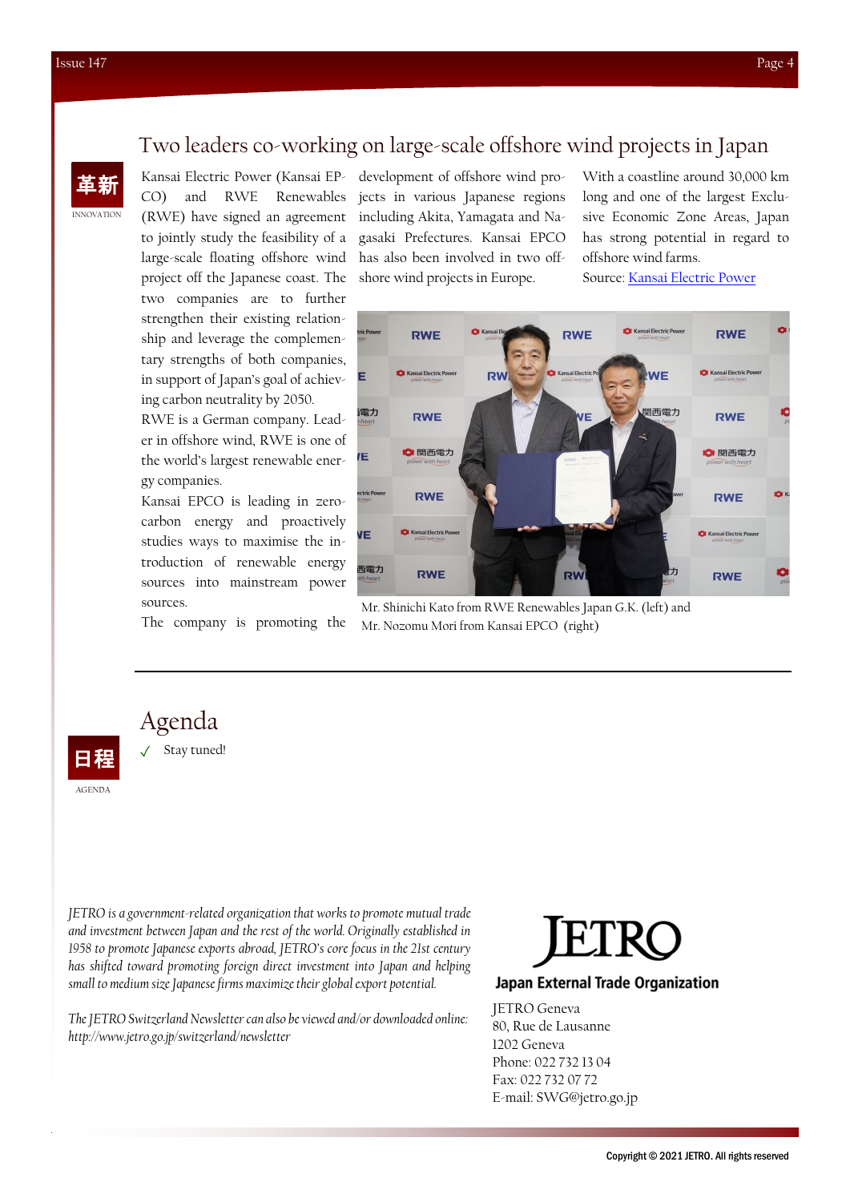## Two leaders co-working on large-scale offshore wind projects in Japan

革新

INNOVATION

Kansai Electric Power (Kansai EPCO) and RWE Renewables (RWE) have signed an agreement to jointly study the feasibility of a large-scale floating offshore wind project off the Japanese coast. The two companies are to further strengthen their existing relationship and leverage the complementary strengths of both companies, in support of Japan's goal of achieving carbon neutrality by 2050.

RWE is a German company. Leader in offshore wind, RWE is one of the world's largest renewable energy companies.

Kansai EPCO is leading in zero-carbon energy and proactively studies ways to maximise the introduction of renewable energy sources into mainstream power sources.

The company is promoting the development of offshore wind projects in various Japanese regions including Akita, Yamagata and Nagasaki Prefectures. Kansai EPCO has also been involved in two offshore wind projects in Europe.

With a coastline around 30,000 km long and one of the largest Exclusive Economic Zone Areas, Japan has strong potential in regard to offshore wind farms.

Source: Kansai Electric Power

Mr. Shinichi Kato from RWE Renewables Japan G.K. (left) and Mr. Nozomu Mori from Kansai EPCO (right)

## Agenda

日程

AGENDA

- ✓ Stay tuned!

*JETRO is a government-related organization that works to promote mutual trade and investment between Japan and the rest of the world. Originally established in 1958 to promote Japanese exports abroad, JETRO's core focus in the 21st century has shifted toward promoting foreign direct investment into Japan and helping small to medium size Japanese firms maximize their global export potential.*

*The JETRO Switzerland Newsletter can also be viewed and/or downloaded online: http://www.jetro.go.jp/switzerland/newsletter*

**JETRO**

**Japan External Trade Organization**

JETRO Geneva
80, Rue de Lausanne
1202 Geneva
Phone: 022 732 13 04
Fax: 022 732 07 72
E-mail: SWG@jetro.go.jp

Copyright © 2021 JETRO. All rights reserved